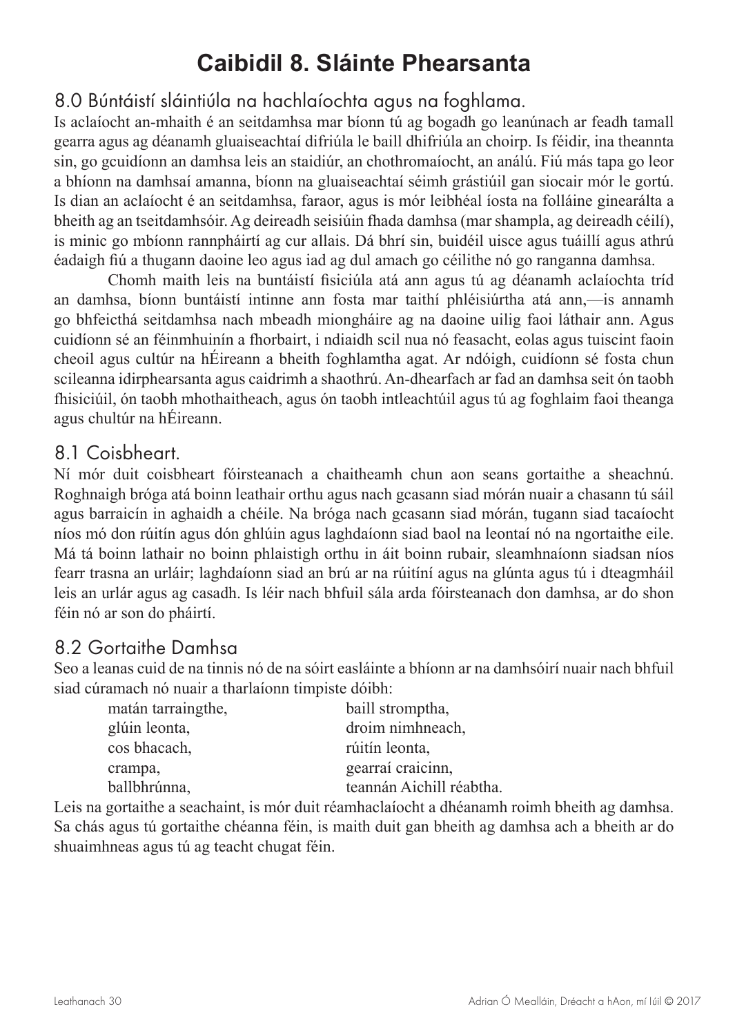# Caibidil 8. Sláinte Phearsanta

## 8.0 Búntáistí sláintiúla na hachlaíochta agus na foghlama.

Is aclaíocht an-mhaith é an seitdamhsa mar bíonn tú ag bogadh go leanúnach ar feadh tamall gearra agus ag déanamh gluaiseachtaí difriúla le baill dhifriúla an choirp. Is féidir, ina theannta sin, go gcuidíonn an damhsa leis an staidiúr, an chothromaíocht, an análú. Fiú más tapa go leor a bhíonn na damhsaí amanna, bíonn na gluaiseachtaí séimh grástiúil gan siocair mór le gortú. Is dian an aclaíocht é an seitdamhsa, faraor, agus is mór leibhéal íosta na folláine ginearálta a bheith ag an tseitdamhsóir. Ag deireadh seisiúin fhada damhsa (mar shampla, ag deireadh céilí), is minic go mbíonn rannpháirtí ag cur allais. Dá bhrí sin, buidéil uisce agus tuáillí agus athrú éadaigh fiú a thugann daoine leo agus iad ag dul amach go céilithe nó go ranganna damhsa.

Chomh maith leis na buntáistí fisiciúla atá ann agus tú ag déanamh aclaíochta tríd an damhsa, bíonn buntáistí intinne ann fosta mar taithí phléisiúrtha atá ann,—is annamh go bhfeicthá seitdamhsa nach mbeadh miongháire ag na daoine uilig faoi láthair ann. Agus cuidíonn sé an féinmhuinín a fhorbairt, i ndiaidh scil nua nó feasacht, eolas agus tuiscint faoin cheoil agus cultúr na hÉireann a bheith foghlamtha agat. Ar ndóigh, cuidíonn sé fosta chun scileanna idirphearsanta agus caidrimh a shaothrú. An-dhearfach ar fad an damhsa seit ón taobh fhisiciúil, ón taobh mhothaitheach, agus ón taobh intleachtúil agus tú ag foghlaim faoi theanga agus chultúr na hÉireann.

## 8.1 Coisbheart.

Ní mór duit coisbheart fóirsteanach a chaitheamh chun aon seans gortaithe a sheachnú. Roghnaigh bróga atá boinn leathair orthu agus nach gcasann siad mórán nuair a chasann tú sáil agus barraicín in aghaidh a chéile. Na bróga nach gcasann siad mórán, tugann siad tacaíocht níos mó don rúitín agus dón ghlúin agus laghdaíonn siad baol na leontaí nó na ngortaithe eile. Má tá boinn lathair no boinn phlaistigh orthu in áit boinn rubair, sleamhnaíonn siadsan níos fearr trasna an urláir; laghdaíonn siad an brú ar na rúitíní agus na glúnta agus tú i dteagmháil leis an urlár agus ag casadh. Is léir nach bhfuil sála arda fóirsteanach don damhsa, ar do shon féin nó ar son do pháirtí.

## 8.2 Gortaithe Damhsa

Seo a leanas cuid de na tinnis nó de na sóirt easláinte a bhíonn ar na damhsóirí nuair nach bhfuil siad cúramach nó nuair a tharlaíonn timpiste dóibh:

- matán tarraingthe,
- glúin leonta,
- cos bhacach,
- crampa,
- ballbhrúnna,
- baill stromptha,
- droim nimhneach,
- rúitín leonta,
- gearraí craicinn,
- teannán Aichill réabtha.

Leis na gortaithe a seachaint, is mór duit réamhaclaíocht a dhéanamh roimh bheith ag damhsa. Sa chás agus tú gortaithe chéanna féin, is maith duit gan bheith ag damhsa ach a bheith ar do shuaimhneas agus tú ag teacht chugat féin.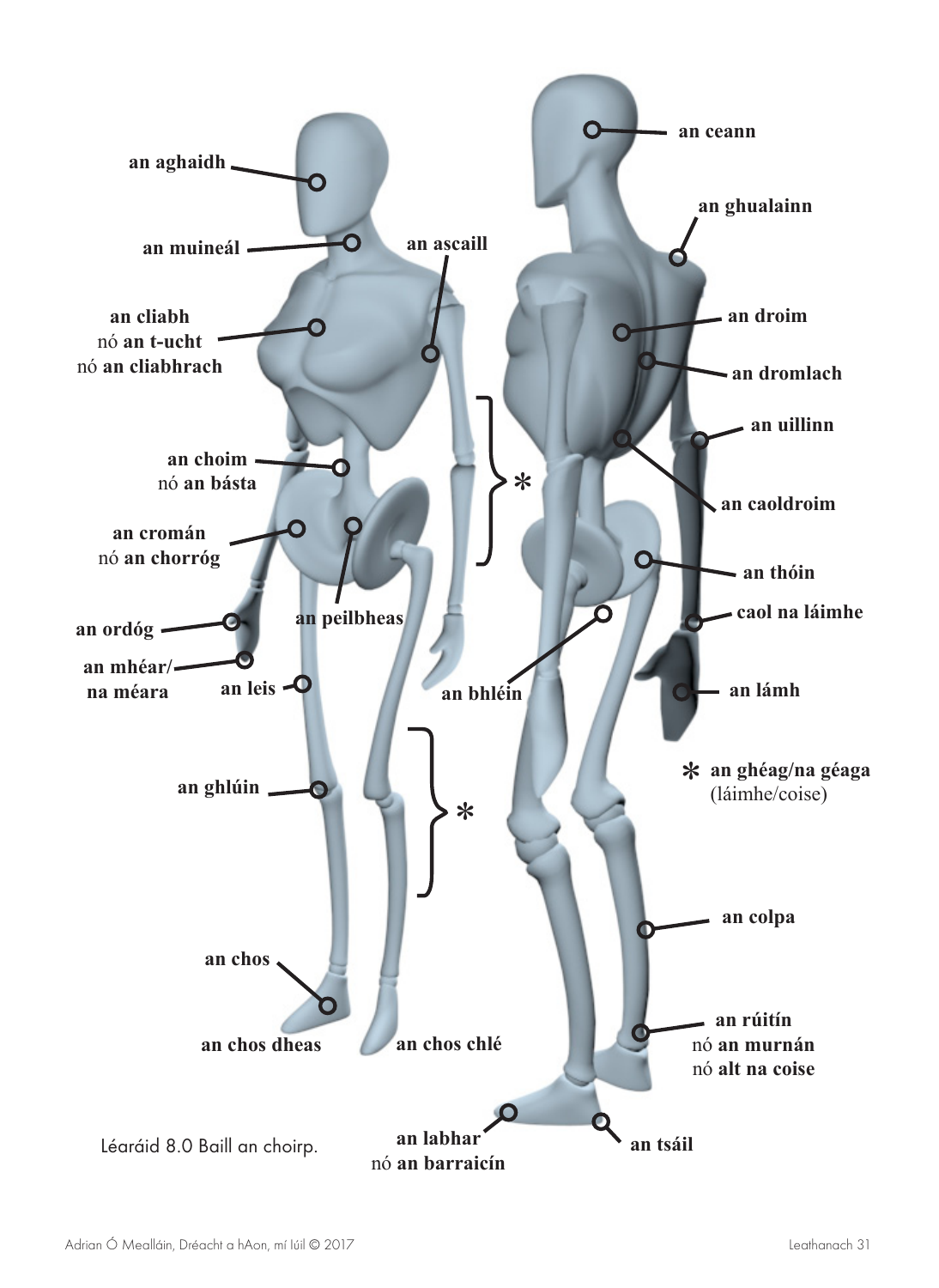an aghaidh

an muineál

an ascaill

an cliabh
nó **an t-ucht**
nó **an cliabhrach**

an choim
nó **an básta**

an cromán
nó **an chorróg**

an peilbheas

an ordóg

an mhéar/
na méara

an leis

an ghlúin

an chos

an chos dheas

an chos chlé

an ceann

an ghualainn

an droim

an dromlach

an uillinn

an caoldroim

an thóin

caol na láimhe

an lámh

an bhléin

* an ghéag/na géaga
(láimhe/coise)

an colpa

an rúitín
nó **an murnán**
nó **alt na coise**

an labhar
nó **an barraicín**

an tsáil

Léaráid 8.0 Baill an choirp.